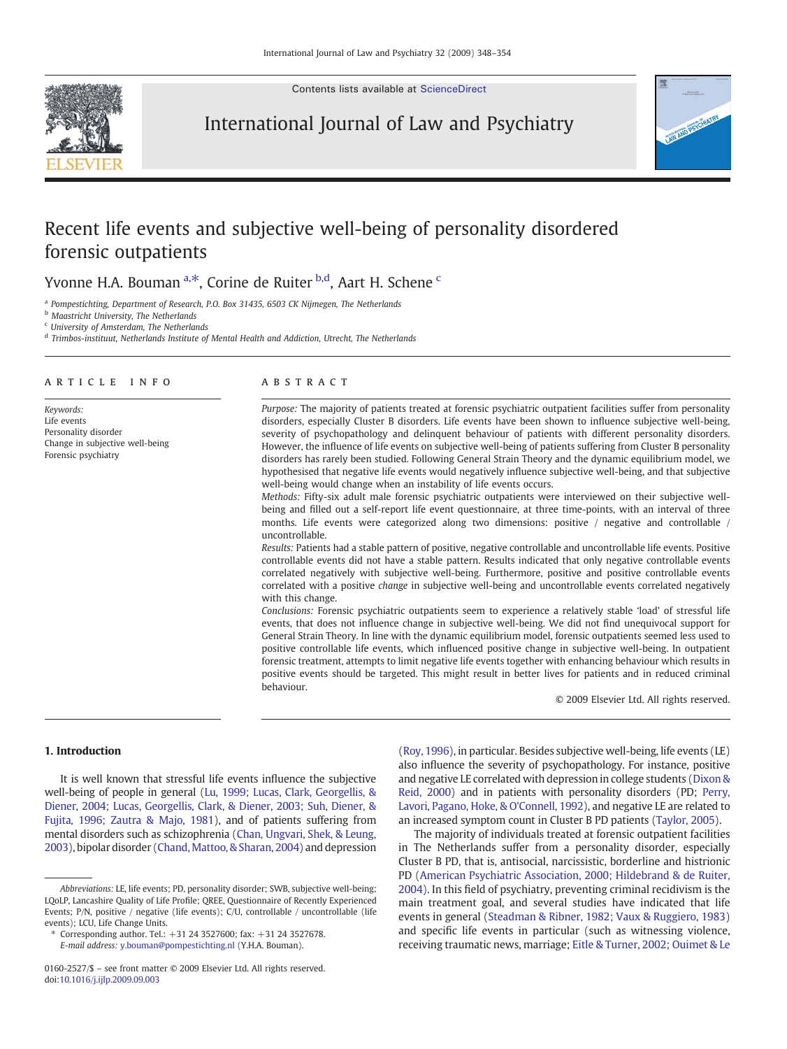# Recent life events and subjective well-being of personality disordered forensic outpatients

Yvonne H.A. Bouman [a,*], Corine de Ruiter [b,d], Aart H. Schene [c]

[a] Pompestichting, Department of Research, P.O. Box 31435, 6503 CK Nijmegen, The Netherlands
[b] Maastricht University, The Netherlands
[c] University of Amsterdam, The Netherlands
[d] Trimbos-instituut, Netherlands Institute of Mental Health and Addiction, Utrecht, The Netherlands

**ARTICLE INFO**

*Keywords:*
Life events
Personality disorder
Change in subjective well-being
Forensic psychiatry

**ABSTRACT**

*Purpose:* The majority of patients treated at forensic psychiatric outpatient facilities suffer from personality disorders, especially Cluster B disorders. Life events have been shown to influence subjective well-being, severity of psychopathology and delinquent behaviour of patients with different personality disorders. However, the influence of life events on subjective well-being of patients suffering from Cluster B personality disorders has rarely been studied. Following General Strain Theory and the dynamic equilibrium model, we hypothesised that negative life events would negatively influence subjective well-being, and that subjective well-being would change when an instability of life events occurs.

*Methods:* Fifty-six adult male forensic psychiatric outpatients were interviewed on their subjective well-being and filled out a self-report life event questionnaire, at three time-points, with an interval of three months. Life events were categorized along two dimensions: positive / negative and controllable / uncontrollable.

*Results:* Patients had a stable pattern of positive, negative controllable and uncontrollable life events. Positive controllable events did not have a stable pattern. Results indicated that only negative controllable events correlated negatively with subjective well-being. Furthermore, positive and positive controllable events correlated with a positive *change* in subjective well-being and uncontrollable events correlated negatively with this change.

*Conclusions:* Forensic psychiatric outpatients seem to experience a relatively stable 'load' of stressful life events, that does not influence change in subjective well-being. We did not find unequivocal support for General Strain Theory. In line with the dynamic equilibrium model, forensic outpatients seemed less used to positive controllable life events, which influenced positive change in subjective well-being. In outpatient forensic treatment, attempts to limit negative life events together with enhancing behaviour which results in positive events should be targeted. This might result in better lives for patients and in reduced criminal behaviour.

© 2009 Elsevier Ltd. All rights reserved.

## 1. Introduction

It is well known that stressful life events influence the subjective well-being of people in general (Lu, 1999; Lucas, Clark, Georgellis, & Diener, 2004; Lucas, Georgellis, Clark, & Diener, 2003; Suh, Diener, & Fujita, 1996; Zautra & Majo, 1981), and of patients suffering from mental disorders such as schizophrenia (Chan, Ungvari, Shek, & Leung, 2003), bipolar disorder (Chand, Mattoo, & Sharan, 2004) and depression (Roy, 1996), in particular. Besides subjective well-being, life events (LE) also influence the severity of psychopathology. For instance, positive and negative LE correlated with depression in college students (Dixon & Reid, 2000) and in patients with personality disorders (PD; Perry, Lavori, Pagano, Hoke, & O'Connell, 1992), and negative LE are related to an increased symptom count in Cluster B PD patients (Taylor, 2005).

The majority of individuals treated at forensic outpatient facilities in The Netherlands suffer from a personality disorder, especially Cluster B PD, that is, antisocial, narcissistic, borderline and histrionic PD (American Psychiatric Association, 2000; Hildebrand & de Ruiter, 2004). In this field of psychiatry, preventing criminal recidivism is the main treatment goal, and several studies have indicated that life events in general (Steadman & Ribner, 1982; Vaux & Ruggiero, 1983) and specific life events in particular (such as witnessing violence, receiving traumatic news, marriage; Eitle & Turner, 2002; Ouimet & Le

*Abbreviations:* LE, life events; PD, personality disorder; SWB, subjective well-being; LQoLP, Lancashire Quality of Life Profile; QREE, Questionnaire of Recently Experienced Events; P/N, positive / negative (life events); C/U, controllable / uncontrollable (life events); LCU, Life Change Units.

\* Corresponding author. Tel.: +31 24 3527600; fax: +31 24 3527678.
E-mail address: y.bouman@pompestichting.nl (Y.H.A. Bouman).

0160-2527/$ – see front matter © 2009 Elsevier Ltd. All rights reserved.
doi:10.1016/j.ijlp.2009.09.003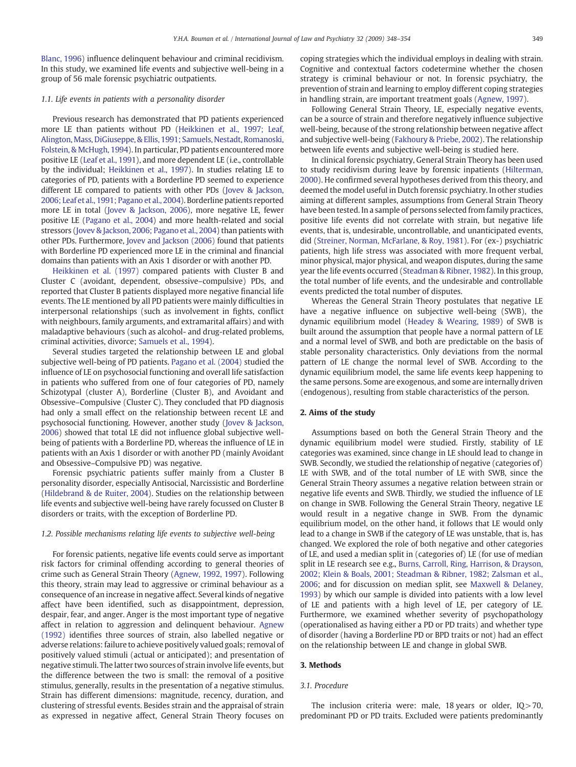Blanc, 1996) influence delinquent behaviour and criminal recidivism. In this study, we examined life events and subjective well-being in a group of 56 male forensic psychiatric outpatients.

### 1.1. Life events in patients with a personality disorder

Previous research has demonstrated that PD patients experienced more LE than patients without PD (Heikkinen et al., 1997; Leaf, Alington, Mass, DiGiuseppe, & Ellis, 1991; Samuels, Nestadt, Romanoski, Folstein, & McHugh, 1994). In particular, PD patients encountered more positive LE (Leaf et al., 1991), and more dependent LE (i.e., controllable by the individual; Heikkinen et al., 1997). In studies relating LE to categories of PD, patients with a Borderline PD seemed to experience different LE compared to patients with other PDs (Jovev & Jackson, 2006; Leaf et al., 1991; Pagano et al., 2004). Borderline patients reported more LE in total (Jovev & Jackson, 2006), more negative LE, fewer positive LE (Pagano et al., 2004) and more health-related and social stressors (Jovev & Jackson, 2006; Pagano et al., 2004) than patients with other PDs. Furthermore, Jovev and Jackson (2006) found that patients with Borderline PD experienced more LE in the criminal and financial domains than patients with an Axis 1 disorder or with another PD.

Heikkinen et al. (1997) compared patients with Cluster B and Cluster C (avoidant, dependent, obsessive–compulsive) PDs, and reported that Cluster B patients displayed more negative financial life events. The LE mentioned by all PD patients were mainly difficulties in interpersonal relationships (such as involvement in fights, conflict with neighbours, family arguments, and extramarital affairs) and with maladaptive behaviours (such as alcohol- and drug-related problems, criminal activities, divorce; Samuels et al., 1994).

Several studies targeted the relationship between LE and global subjective well-being of PD patients. Pagano et al. (2004) studied the influence of LE on psychosocial functioning and overall life satisfaction in patients who suffered from one of four categories of PD, namely Schizotypal (cluster A), Borderline (Cluster B), and Avoidant and Obsessive–Compulsive (Cluster C). They concluded that PD diagnosis had only a small effect on the relationship between recent LE and psychosocial functioning. However, another study (Jovev & Jackson, 2006) showed that total LE did not influence global subjective well-being of patients with a Borderline PD, whereas the influence of LE in patients with an Axis 1 disorder or with another PD (mainly Avoidant and Obsessive–Compulsive PD) was negative.

Forensic psychiatric patients suffer mainly from a Cluster B personality disorder, especially Antisocial, Narcissistic and Borderline (Hildebrand & de Ruiter, 2004). Studies on the relationship between life events and subjective well-being have rarely focussed on Cluster B disorders or traits, with the exception of Borderline PD.

### 1.2. Possible mechanisms relating life events to subjective well-being

For forensic patients, negative life events could serve as important risk factors for criminal offending according to general theories of crime such as General Strain Theory (Agnew, 1992, 1997). Following this theory, strain may lead to aggressive or criminal behaviour as a consequence of an increase in negative affect. Several kinds of negative affect have been identified, such as disappointment, depression, despair, fear, and anger. Anger is the most important type of negative affect in relation to aggression and delinquent behaviour. Agnew (1992) identifies three sources of strain, also labelled negative or adverse relations: failure to achieve positively valued goals; removal of positively valued stimuli (actual or anticipated); and presentation of negative stimuli. The latter two sources of strain involve life events, but the difference between the two is small: the removal of a positive stimulus, generally, results in the presentation of a negative stimulus. Strain has different dimensions: magnitude, recency, duration, and clustering of stressful events. Besides strain and the appraisal of strain as expressed in negative affect, General Strain Theory focuses on coping strategies which the individual employs in dealing with strain. Cognitive and contextual factors codetermine whether the chosen strategy is criminal behaviour or not. In forensic psychiatry, the prevention of strain and learning to employ different coping strategies in handling strain, are important treatment goals (Agnew, 1997).

Following General Strain Theory, LE, especially negative events, can be a source of strain and therefore negatively influence subjective well-being, because of the strong relationship between negative affect and subjective well-being (Fakhoury & Priebe, 2002). The relationship between life events and subjective well-being is studied here.

In clinical forensic psychiatry, General Strain Theory has been used to study recidivism during leave by forensic inpatients (Hilterman, 2000). He confirmed several hypotheses derived from this theory, and deemed the model useful in Dutch forensic psychiatry. In other studies aiming at different samples, assumptions from General Strain Theory have been tested. In a sample of persons selected from family practices, positive life events did not correlate with strain, but negative life events, that is, undesirable, uncontrollable, and unanticipated events, did (Streiner, Norman, McFarlane, & Roy, 1981). For (ex-) psychiatric patients, high life stress was associated with more frequent verbal, minor physical, major physical, and weapon disputes, during the same year the life events occurred (Steadman & Ribner, 1982). In this group, the total number of life events, and the undesirable and controllable events predicted the total number of disputes.

Whereas the General Strain Theory postulates that negative LE have a negative influence on subjective well-being (SWB), the dynamic equilibrium model (Headey & Wearing, 1989) of SWB is built around the assumption that people have a normal pattern of LE and a normal level of SWB, and both are predictable on the basis of stable personality characteristics. Only deviations from the normal pattern of LE change the normal level of SWB. According to the dynamic equilibrium model, the same life events keep happening to the same persons. Some are exogenous, and some are internally driven (endogenous), resulting from stable characteristics of the person.

## 2. Aims of the study

Assumptions based on both the General Strain Theory and the dynamic equilibrium model were studied. Firstly, stability of LE categories was examined, since change in LE should lead to change in SWB. Secondly, we studied the relationship of negative (categories of) LE with SWB, and of the total number of LE with SWB, since the General Strain Theory assumes a negative relation between strain or negative life events and SWB. Thirdly, we studied the influence of LE on change in SWB. Following the General Strain Theory, negative LE would result in a negative change in SWB. From the dynamic equilibrium model, on the other hand, it follows that LE would only lead to a change in SWB if the category of LE was unstable, that is, has changed. We explored the role of both negative and other categories of LE, and used a median split in (categories of) LE (for use of median split in LE research see e.g., Burns, Carroll, Ring, Harrison, & Drayson, 2002; Klein & Boals, 2001; Steadman & Ribner, 1982; Zalsman et al., 2006; and for discussion on median split, see Maxwell & Delaney, 1993) by which our sample is divided into patients with a low level of LE and patients with a high level of LE, per category of LE. Furthermore, we examined whether severity of psychopathology (operationalised as having either a PD or PD traits) and whether type of disorder (having a Borderline PD or BPD traits or not) had an effect on the relationship between LE and change in global SWB.

## 3. Methods

### 3.1. Procedure

The inclusion criteria were: male, 18 years or older, IQ > 70, predominant PD or PD traits. Excluded were patients predominantly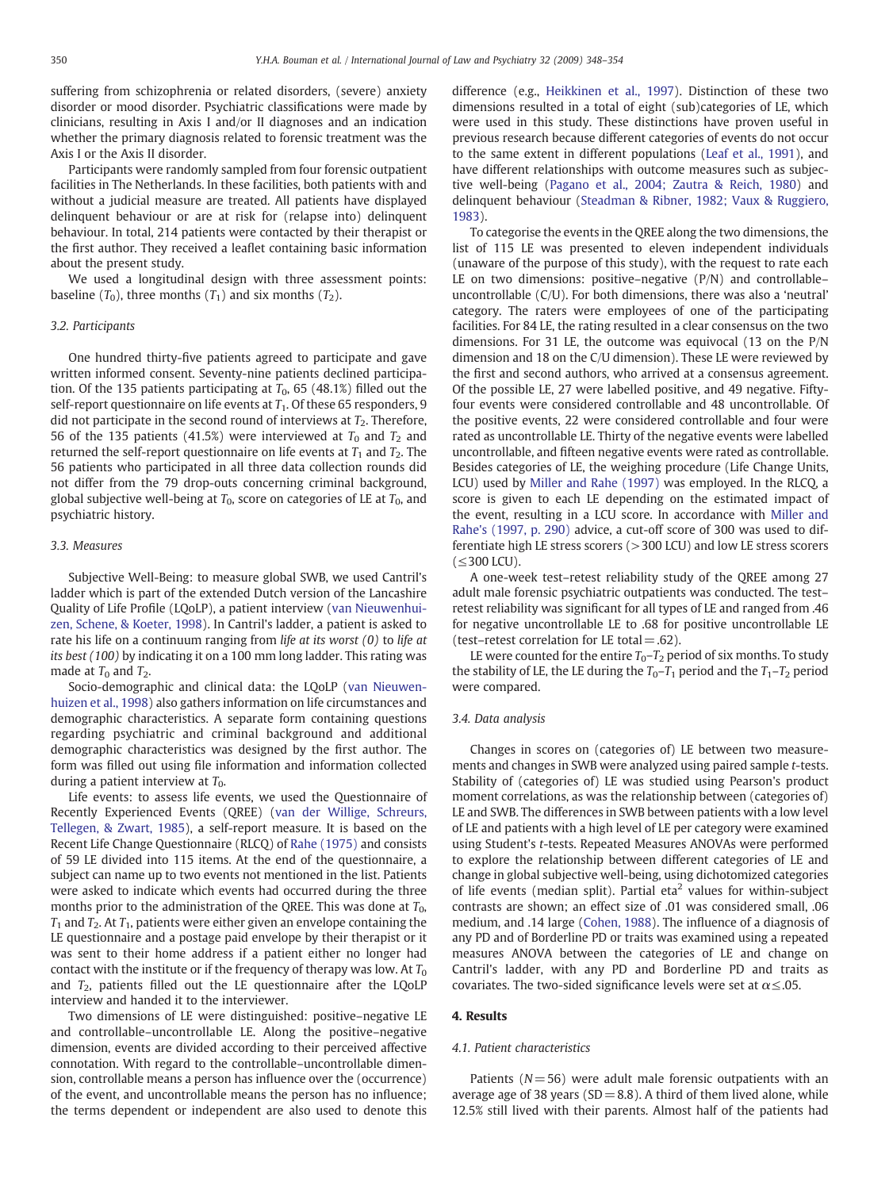suffering from schizophrenia or related disorders, (severe) anxiety disorder or mood disorder. Psychiatric classifications were made by clinicians, resulting in Axis I and/or II diagnoses and an indication whether the primary diagnosis related to forensic treatment was the Axis I or the Axis II disorder.

Participants were randomly sampled from four forensic outpatient facilities in The Netherlands. In these facilities, both patients with and without a judicial measure are treated. All patients have displayed delinquent behaviour or are at risk for (relapse into) delinquent behaviour. In total, 214 patients were contacted by their therapist or the first author. They received a leaflet containing basic information about the present study.

We used a longitudinal design with three assessment points: baseline ($T_0$), three months ($T_1$) and six months ($T_2$).

### 3.2. Participants

One hundred thirty-five patients agreed to participate and gave written informed consent. Seventy-nine patients declined participation. Of the 135 patients participating at $T_0$, 65 (48.1%) filled out the self-report questionnaire on life events at $T_1$. Of these 65 responders, 9 did not participate in the second round of interviews at $T_2$. Therefore, 56 of the 135 patients (41.5%) were interviewed at $T_0$ and $T_2$ and returned the self-report questionnaire on life events at $T_1$ and $T_2$. The 56 patients who participated in all three data collection rounds did not differ from the 79 drop-outs concerning criminal background, global subjective well-being at $T_0$, score on categories of LE at $T_0$, and psychiatric history.

### 3.3. Measures

Subjective Well-Being: to measure global SWB, we used Cantril's ladder which is part of the extended Dutch version of the Lancashire Quality of Life Profile (LQoLP), a patient interview (van Nieuwenhuizen, Schene, & Koeter, 1998). In Cantril's ladder, a patient is asked to rate his life on a continuum ranging from *life at its worst (0)* to *life at its best (100)* by indicating it on a 100 mm long ladder. This rating was made at $T_0$ and $T_2$.

Socio-demographic and clinical data: the LQoLP (van Nieuwenhuizen et al., 1998) also gathers information on life circumstances and demographic characteristics. A separate form containing questions regarding psychiatric and criminal background and additional demographic characteristics was designed by the first author. The form was filled out using file information and information collected during a patient interview at $T_0$.

Life events: to assess life events, we used the Questionnaire of Recently Experienced Events (QREE) (van der Willige, Schreurs, Tellegen, & Zwart, 1985), a self-report measure. It is based on the Recent Life Change Questionnaire (RLCQ) of Rahe (1975) and consists of 59 LE divided into 115 items. At the end of the questionnaire, a subject can name up to two events not mentioned in the list. Patients were asked to indicate which events had occurred during the three months prior to the administration of the QREE. This was done at $T_0$, $T_1$ and $T_2$. At $T_1$, patients were either given an envelope containing the LE questionnaire and a postage paid envelope by their therapist or it was sent to their home address if a patient either no longer had contact with the institute or if the frequency of therapy was low. At $T_0$ and $T_2$, patients filled out the LE questionnaire after the LQoLP interview and handed it to the interviewer.

Two dimensions of LE were distinguished: positive–negative LE and controllable–uncontrollable LE. Along the positive–negative dimension, events are divided according to their perceived affective connotation. With regard to the controllable–uncontrollable dimension, controllable means a person has influence over the (occurrence) of the event, and uncontrollable means the person has no influence; the terms dependent or independent are also used to denote this difference (e.g., Heikkinen et al., 1997). Distinction of these two dimensions resulted in a total of eight (sub)categories of LE, which were used in this study. These distinctions have proven useful in previous research because different categories of events do not occur to the same extent in different populations (Leaf et al., 1991), and have different relationships with outcome measures such as subjective well-being (Pagano et al., 2004; Zautra & Reich, 1980) and delinquent behaviour (Steadman & Ribner, 1982; Vaux & Ruggiero, 1983).

To categorise the events in the QREE along the two dimensions, the list of 115 LE was presented to eleven independent individuals (unaware of the purpose of this study), with the request to rate each LE on two dimensions: positive–negative (P/N) and controllable–uncontrollable (C/U). For both dimensions, there was also a 'neutral' category. The raters were employees of one of the participating facilities. For 84 LE, the rating resulted in a clear consensus on the two dimensions. For 31 LE, the outcome was equivocal (13 on the P/N dimension and 18 on the C/U dimension). These LE were reviewed by the first and second authors, who arrived at a consensus agreement. Of the possible LE, 27 were labelled positive, and 49 negative. Fifty-four events were considered controllable and 48 uncontrollable. Of the positive events, 22 were considered controllable and four were rated as uncontrollable LE. Thirty of the negative events were labelled uncontrollable, and fifteen negative events were rated as controllable. Besides categories of LE, the weighing procedure (Life Change Units, LCU) used by Miller and Rahe (1997) was employed. In the RLCQ, a score is given to each LE depending on the estimated impact of the event, resulting in a LCU score. In accordance with Miller and Rahe's (1997, p. 290) advice, a cut-off score of 300 was used to differentiate high LE stress scorers (>300 LCU) and low LE stress scorers (≤300 LCU).

A one-week test–retest reliability study of the QREE among 27 adult male forensic psychiatric outpatients was conducted. The test–retest reliability was significant for all types of LE and ranged from .46 for negative uncontrollable LE to .68 for positive uncontrollable LE (test–retest correlation for LE total = .62).

LE were counted for the entire $T_0$–$T_2$ period of six months. To study the stability of LE, the LE during the $T_0$–$T_1$ period and the $T_1$–$T_2$ period were compared.

### 3.4. Data analysis

Changes in scores on (categories of) LE between two measurements and changes in SWB were analyzed using paired sample *t*-tests. Stability of (categories of) LE was studied using Pearson's product moment correlations, as was the relationship between (categories of) LE and SWB. The differences in SWB between patients with a low level of LE and patients with a high level of LE per category were examined using Student's *t*-tests. Repeated Measures ANOVAs were performed to explore the relationship between different categories of LE and change in global subjective well-being, using dichotomized categories of life events (median split). Partial eta$^2$ values for within-subject contrasts are shown; an effect size of .01 was considered small, .06 medium, and .14 large (Cohen, 1988). The influence of a diagnosis of any PD and of Borderline PD or traits was examined using a repeated measures ANOVA between the categories of LE and change on Cantril's ladder, with any PD and Borderline PD and traits as covariates. The two-sided significance levels were set at $\alpha \leq .05$.

## 4. Results

### 4.1. Patient characteristics

Patients ($N = 56$) were adult male forensic outpatients with an average age of 38 years (SD = 8.8). A third of them lived alone, while 12.5% still lived with their parents. Almost half of the patients had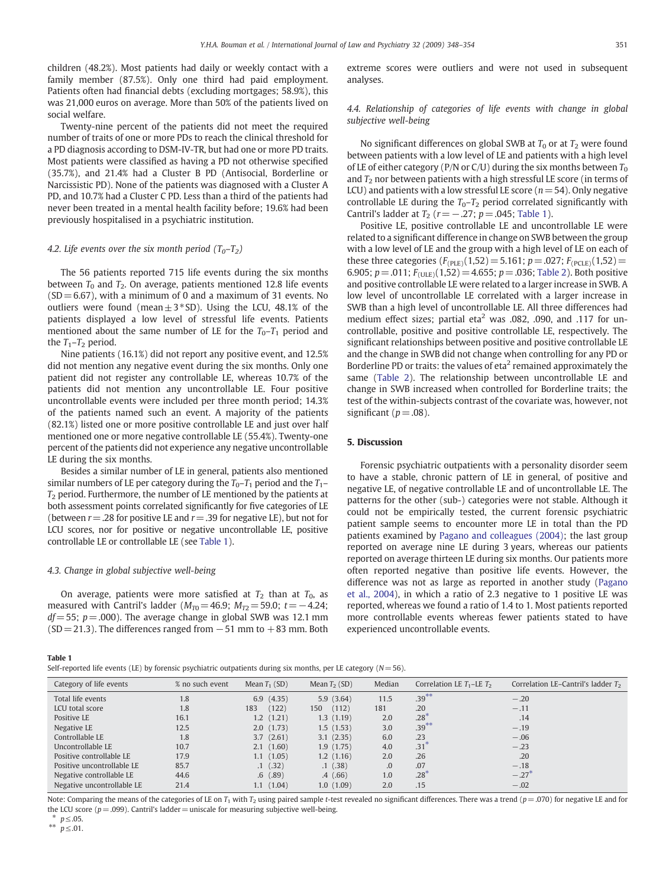children (48.2%). Most patients had daily or weekly contact with a family member (87.5%). Only one third had paid employment. Patients often had financial debts (excluding mortgages; 58.9%), this was 21,000 euros on average. More than 50% of the patients lived on social welfare.

Twenty-nine percent of the patients did not meet the required number of traits of one or more PDs to reach the clinical threshold for a PD diagnosis according to DSM-IV-TR, but had one or more PD traits. Most patients were classified as having a PD not otherwise specified (35.7%), and 21.4% had a Cluster B PD (Antisocial, Borderline or Narcissistic PD). None of the patients was diagnosed with a Cluster A PD, and 10.7% had a Cluster C PD. Less than a third of the patients had never been treated in a mental health facility before; 19.6% had been previously hospitalised in a psychiatric institution.

### 4.2. Life events over the six month period ($T_0$–$T_2$)

The 56 patients reported 715 life events during the six months between $T_0$ and $T_2$. On average, patients mentioned 12.8 life events (SD = 6.67), with a minimum of 0 and a maximum of 31 events. No outliers were found (mean ± 3*SD). Using the LCU, 48.1% of the patients displayed a low level of stressful life events. Patients mentioned about the same number of LE for the $T_0$–$T_1$ period and the $T_1$–$T_2$ period.

Nine patients (16.1%) did not report any positive event, and 12.5% did not mention any negative event during the six months. Only one patient did not register any controllable LE, whereas 10.7% of the patients did not mention any uncontrollable LE. Four positive uncontrollable events were included per three month period; 14.3% of the patients named such an event. A majority of the patients (82.1%) listed one or more positive controllable LE and just over half mentioned one or more negative controllable LE (55.4%). Twenty-one percent of the patients did not experience any negative uncontrollable LE during the six months.

Besides a similar number of LE in general, patients also mentioned similar numbers of LE per category during the $T_0$–$T_1$ period and the $T_1$–$T_2$ period. Furthermore, the number of LE mentioned by the patients at both assessment points correlated significantly for five categories of LE (between $r = .28$ for positive LE and $r = .39$ for negative LE), but not for LCU scores, nor for positive or negative uncontrollable LE, positive controllable LE or controllable LE (see Table 1).

### 4.3. Change in global subjective well-being

On average, patients were more satisfied at $T_2$ than at $T_0$, as measured with Cantril's ladder ($M_{T0} = 46.9$; $M_{T2} = 59.0$; $t = -4.24$; $df = 55$; $p = .000$). The average change in global SWB was 12.1 mm (SD = 21.3). The differences ranged from −51 mm to +83 mm. Both extreme scores were outliers and were not used in subsequent analyses.

### 4.4. Relationship of categories of life events with change in global subjective well-being

No significant differences on global SWB at $T_0$ or at $T_2$ were found between patients with a low level of LE and patients with a high level of LE of either category (P/N or C/U) during the six months between $T_0$ and $T_2$ nor between patients with a high stressful LE score (in terms of LCU) and patients with a low stressful LE score ($n = 54$). Only negative controllable LE during the $T_0$–$T_2$ period correlated significantly with Cantril's ladder at $T_2$ ($r = -.27$; $p = .045$; Table 1).

Positive LE, positive controllable LE and uncontrollable LE were related to a significant difference in change on SWB between the group with a low level of LE and the group with a high level of LE on each of these three categories ($F_{(PLE)}(1,52) = 5.161$; $p = .027$; $F_{(PCLE)}(1,52) = 6.905$; $p = .011$; $F_{(ULE)}(1,52) = 4.655$; $p = .036$; Table 2). Both positive and positive controllable LE were related to a larger increase in SWB. A low level of uncontrollable LE correlated with a larger increase in SWB than a high level of uncontrollable LE. All three differences had medium effect sizes; partial eta$^2$ was .082, .090, and .117 for uncontrollable, positive and positive controllable LE, respectively. The significant relationships between positive and positive controllable LE and the change in SWB did not change when controlling for any PD or Borderline PD or traits: the values of eta$^2$ remained approximately the same (Table 2). The relationship between uncontrollable LE and change in SWB increased when controlled for Borderline traits; the test of the within-subjects contrast of the covariate was, however, not significant ($p = .08$).

## 5. Discussion

Forensic psychiatric outpatients with a personality disorder seem to have a stable, chronic pattern of LE in general, of positive and negative LE, of negative controllable LE and of uncontrollable LE. The patterns for the other (sub-) categories were not stable. Although it could not be empirically tested, the current forensic psychiatric patient sample seems to encounter more LE in total than the PD patients examined by Pagano and colleagues (2004); the last group reported on average nine LE during 3 years, whereas our patients reported on average thirteen LE during six months. Our patients more often reported negative than positive life events. However, the difference was not as large as reported in another study (Pagano et al., 2004), in which a ratio of 2.3 negative to 1 positive LE was reported, whereas we found a ratio of 1.4 to 1. Most patients reported more controllable events whereas fewer patients stated to have experienced uncontrollable events.

**Table 1**
Self-reported life events (LE) by forensic psychiatric outpatients during six months, per LE category ($N = 56$).

| Category of life events | % no such event | Mean $T_1$ (SD) | Mean $T_2$ (SD) | Median | Correlation LE $T_1$–LE $T_2$ | Correlation LE–Cantril's ladder $T_2$ |
|---|---|---|---|---|---|---|
| Total life events | 1.8 | 6.9 (4.35) | 5.9 (3.64) | 11.5 | .39** | −.20 |
| LCU total score | 1.8 | 183 (122) | 150 (112) | 181 | .20 | −.11 |
| Positive LE | 16.1 | 1.2 (1.21) | 1.3 (1.19) | 2.0 | .28* | .14 |
| Negative LE | 12.5 | 2.0 (1.73) | 1.5 (1.53) | 3.0 | .39** | −.19 |
| Controllable LE | 1.8 | 3.7 (2.61) | 3.1 (2.35) | 6.0 | .23 | −.06 |
| Uncontrollable LE | 10.7 | 2.1 (1.60) | 1.9 (1.75) | 4.0 | .31* | −.23 |
| Positive controllable LE | 17.9 | 1.1 (1.05) | 1.2 (1.16) | 2.0 | .26 | .20 |
| Positive uncontrollable LE | 85.7 | .1 (.32) | .1 (.38) | .0 | .07 | −.18 |
| Negative controllable LE | 44.6 | .6 (.89) | .4 (.66) | 1.0 | .28* | −.27* |
| Negative uncontrollable LE | 21.4 | 1.1 (1.04) | 1.0 (1.09) | 2.0 | .15 | −.02 |

Note: Comparing the means of the categories of LE on $T_1$ with $T_2$ using paired sample $t$-test revealed no significant differences. There was a trend ($p = .070$) for negative LE and for the LCU score ($p = .099$). Cantril's ladder = uniscale for measuring subjective well-being.
* $p \leq .05$.
** $p \leq .01$.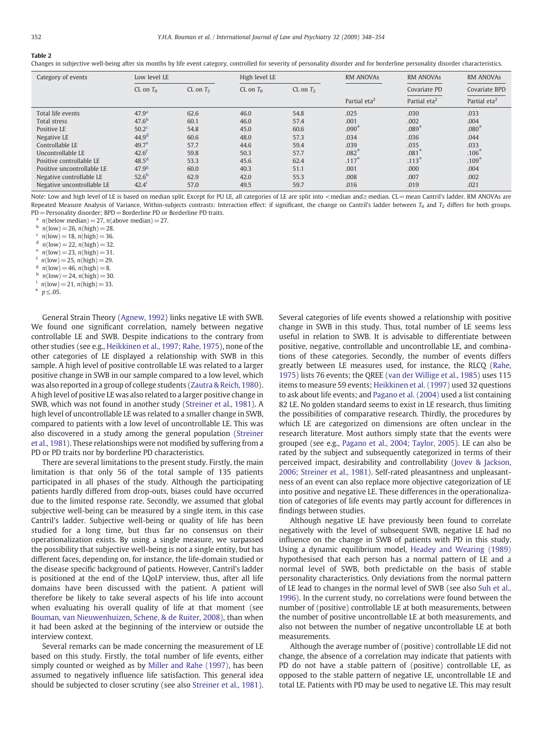**Table 2**

Changes in subjective well-being after six months by life event category, controlled for severity of personality disorder and for borderline personality disorder characteristics.

| Category of events | Low level LE | | High level LE | | RM ANOVAs | RM ANOVAs | RM ANOVAs |
|---|---|---|---|---|---|---|---|
| | CL on $T_0$ | CL on $T_2$ | CL on $T_0$ | CL on $T_2$ | | Covariate PD | Covariate BPD |
| | | | | | Partial eta$^2$ | Partial eta$^2$ | Partial eta$^2$ |
| Total life events | 47.9[a] | 62.6 | 46.0 | 54.8 | .025 | .030 | .033 |
| Total stress | 47.6[b] | 60.1 | 46.0 | 57.4 | .001 | .002 | .004 |
| Positive LE | 50.2[c] | 54.8 | 45.0 | 60.6 | .090* | .089* | .080* |
| Negative LE | 44.9[d] | 60.6 | 48.0 | 57.3 | .034 | .036 | .044 |
| Controllable LE | 49.7[e] | 57.7 | 44.6 | 59.4 | .039 | .035 | .033 |
| Uncontrollable LE | 42.6[f] | 59.8 | 50.3 | 57.7 | .082* | .081* | .106* |
| Positive controllable LE | 48.5[d] | 53.3 | 45.6 | 62.4 | .117* | .113* | .109* |
| Positive uncontrollable LE | 47.9[g] | 60.0 | 40.3 | 51.1 | .001 | .000 | .004 |
| Negative controllable LE | 52.6[h] | 62.9 | 42.0 | 55.3 | .008 | .007 | .002 |
| Negative uncontrollable LE | 42.4[i] | 57.0 | 49.5 | 59.7 | .016 | .019 | .021 |

Note: Low and high level of LE is based on median split. Except for PU LE, all categories of LE are split into <median and≥median. CL= mean Cantril's ladder. RM ANOVAs are Repeated Measure Analysis of Variance, Within-subjects contrasts: Interaction effect: if significant, the change on Cantril's ladder between $T_0$ and $T_2$ differs for both groups. PD= Personality disorder; BPD= Borderline PD or Borderline PD traits.

[a] $n$(below median) = 27, $n$(above median) = 27.
[b] $n$(low) = 26, $n$(high) = 28.
[c] $n$(low) = 18, $n$(high) = 36.
[d] $n$(low) = 22, $n$(high) = 32.
[e] $n$(low) = 23, $n$(high) = 31.
[f] $n$(low) = 25, $n$(high) = 29.
[g] $n$(low) = 46, $n$(high) = 8.
[h] $n$(low) = 24, $n$(high) = 30.
[i] $n$(low) = 21, $n$(high) = 33.
* $p \leq .05$.

General Strain Theory (Agnew, 1992) links negative LE with SWB. We found one significant correlation, namely between negative controllable LE and SWB. Despite indications to the contrary from other studies (see e.g., Heikkinen et al., 1997; Rahe, 1975), none of the other categories of LE displayed a relationship with SWB in this sample. A high level of positive controllable LE was related to a larger positive change in SWB in our sample compared to a low level, which was also reported in a group of college students (Zautra & Reich, 1980). A high level of positive LE was also related to a larger positive change in SWB, which was not found in another study (Streiner et al., 1981). A high level of uncontrollable LE was related to a smaller change in SWB, compared to patients with a low level of uncontrollable LE. This was also discovered in a study among the general population (Streiner et al., 1981). These relationships were not modified by suffering from a PD or PD traits nor by borderline PD characteristics.

There are several limitations to the present study. Firstly, the main limitation is that only 56 of the total sample of 135 patients participated in all phases of the study. Although the participating patients hardly differed from drop-outs, biases could have occurred due to the limited response rate. Secondly, we assumed that global subjective well-being can be measured by a single item, in this case Cantril's ladder. Subjective well-being or quality of life has been studied for a long time, but thus far no consensus on their operationalization exists. By using a single measure, we surpassed the possibility that subjective well-being is not a single entity, but has different faces, depending on, for instance, the life-domain studied or the disease specific background of patients. However, Cantril's ladder is positioned at the end of the LQoLP interview, thus, after all life domains have been discussed with the patient. A patient will therefore be likely to take several aspects of his life into account when evaluating his overall quality of life at that moment (see Bouman, van Nieuwenhuizen, Schene, & de Ruiter, 2008), than when it had been asked at the beginning of the interview or outside the interview context.

Several remarks can be made concerning the measurement of LE based on this study. Firstly, the total number of life events, either simply counted or weighed as by Miller and Rahe (1997), has been assumed to negatively influence life satisfaction. This general idea should be subjected to closer scrutiny (see also Streiner et al., 1981). Several categories of life events showed a relationship with positive change in SWB in this study. Thus, total number of LE seems less useful in relation to SWB. It is advisable to differentiate between positive, negative, controllable and uncontrollable LE, and combinations of these categories. Secondly, the number of events differs greatly between LE measures used, for instance, the RLCQ (Rahe, 1975) lists 76 events; the QREE (van der Willige et al., 1985) uses 115 items to measure 59 events; Heikkinen et al. (1997) used 32 questions to ask about life events; and Pagano et al. (2004) used a list containing 82 LE. No golden standard seems to exist in LE research, thus limiting the possibilities of comparative research. Thirdly, the procedures by which LE are categorized on dimensions are often unclear in the research literature. Most authors simply state that the events were grouped (see e.g., Pagano et al., 2004; Taylor, 2005). LE can also be rated by the subject and subsequently categorized in terms of their perceived impact, desirability and controllability (Jovev & Jackson, 2006; Streiner et al., 1981). Self-rated pleasantness and unpleasantness of an event can also replace more objective categorization of LE into positive and negative LE. These differences in the operationalization of categories of life events may partly account for differences in findings between studies.

Although negative LE have previously been found to correlate negatively with the level of subsequent SWB, negative LE had no influence on the change in SWB of patients with PD in this study. Using a dynamic equilibrium model, Headey and Wearing (1989) hypothesised that each person has a normal pattern of LE and a normal level of SWB, both predictable on the basis of stable personality characteristics. Only deviations from the normal pattern of LE lead to changes in the normal level of SWB (see also Suh et al., 1996). In the current study, no correlations were found between the number of (positive) controllable LE at both measurements, between the number of positive uncontrollable LE at both measurements, and also not between the number of negative uncontrollable LE at both measurements.

Although the average number of (positive) controllable LE did not change, the absence of a correlation may indicate that patients with PD do not have a stable pattern of (positive) controllable LE, as opposed to the stable pattern of negative LE, uncontrollable LE and total LE. Patients with PD may be used to negative LE. This may result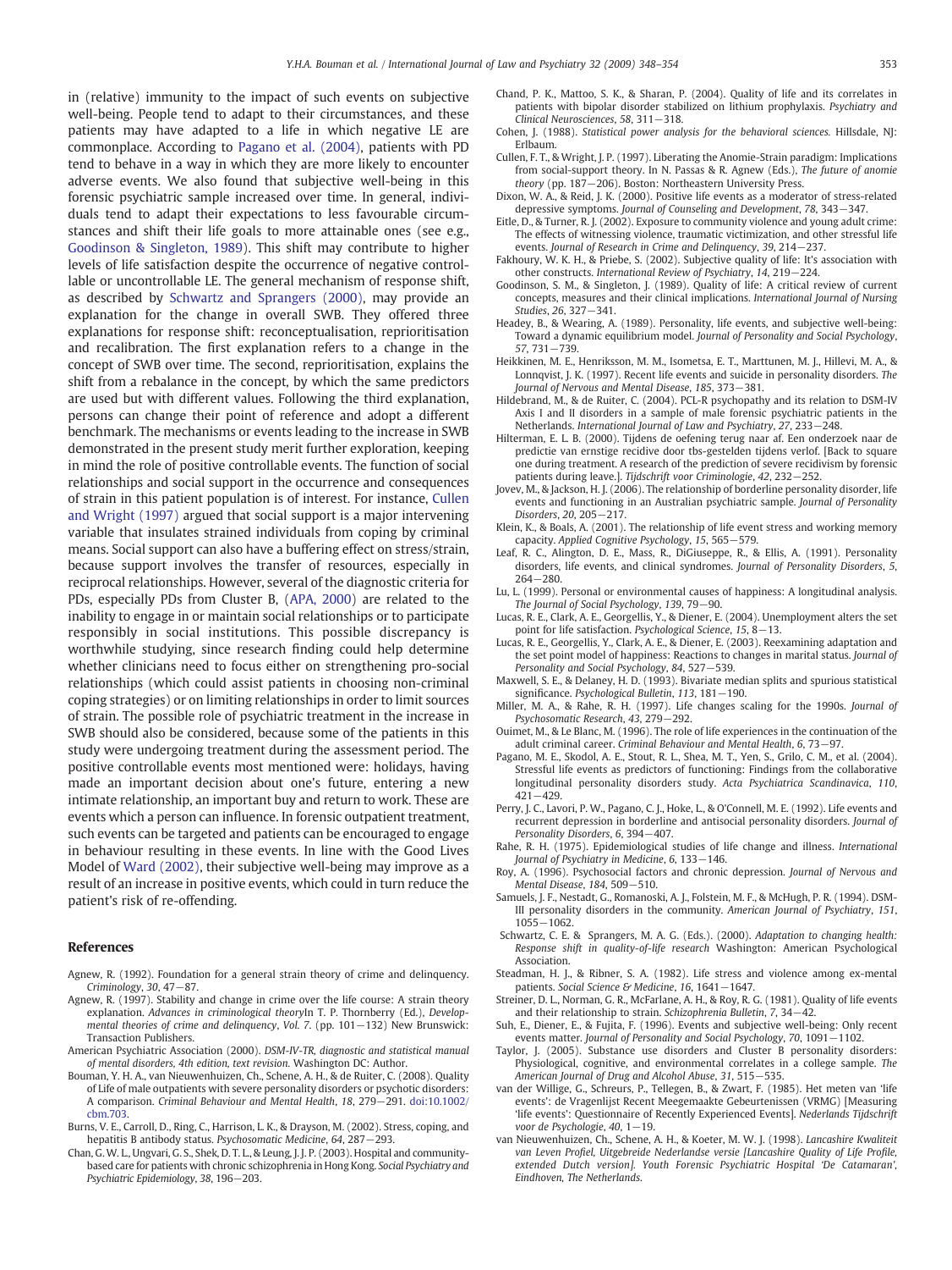in (relative) immunity to the impact of such events on subjective well-being. People tend to adapt to their circumstances, and these patients may have adapted to a life in which negative LE are commonplace. According to Pagano et al. (2004), patients with PD tend to behave in a way in which they are more likely to encounter adverse events. We also found that subjective well-being in this forensic psychiatric sample increased over time. In general, individuals tend to adapt their expectations to less favourable circumstances and shift their life goals to more attainable ones (see e.g., Goodinson & Singleton, 1989). This shift may contribute to higher levels of life satisfaction despite the occurrence of negative controllable or uncontrollable LE. The general mechanism of response shift, as described by Schwartz and Sprangers (2000), may provide an explanation for the change in overall SWB. They offered three explanations for response shift: reconceptualisation, reprioritisation and recalibration. The first explanation refers to a change in the concept of SWB over time. The second, reprioritisation, explains the shift from a rebalance in the concept, by which the same predictors are used but with different values. Following the third explanation, persons can change their point of reference and adopt a different benchmark. The mechanisms or events leading to the increase in SWB demonstrated in the present study merit further exploration, keeping in mind the role of positive controllable events. The function of social relationships and social support in the occurrence and consequences of strain in this patient population is of interest. For instance, Cullen and Wright (1997) argued that social support is a major intervening variable that insulates strained individuals from coping by criminal means. Social support can also have a buffering effect on stress/strain, because support involves the transfer of resources, especially in reciprocal relationships. However, several of the diagnostic criteria for PDs, especially PDs from Cluster B, (APA, 2000) are related to the inability to engage in or maintain social relationships or to participate responsibly in social institutions. This possible discrepancy is worthwhile studying, since research finding could help determine whether clinicians need to focus either on strengthening pro-social relationships (which could assist patients in choosing non-criminal coping strategies) or on limiting relationships in order to limit sources of strain. The possible role of psychiatric treatment in the increase in SWB should also be considered, because some of the patients in this study were undergoing treatment during the assessment period. The positive controllable events most mentioned were: holidays, having made an important decision about one's future, entering a new intimate relationship, an important buy and return to work. These are events which a person can influence. In forensic outpatient treatment, such events can be targeted and patients can be encouraged to engage in behaviour resulting in these events. In line with the Good Lives Model of Ward (2002), their subjective well-being may improve as a result of an increase in positive events, which could in turn reduce the patient's risk of re-offending.

## References

Agnew, R. (1992). Foundation for a general strain theory of crime and delinquency. *Criminology*, *30*, 47−87.

Agnew, R. (1997). Stability and change in crime over the life course: A strain theory explanation. *Advances in criminological theory*In T. P. Thornberry (Ed.), *Developmental theories of crime and delinquency*, *Vol. 7*. (pp. 101−132) New Brunswick: Transaction Publishers.

American Psychiatric Association (2000). *DSM-IV-TR, diagnostic and statistical manual of mental disorders, 4th edition, text revision.* Washington DC: Author.

Bouman, Y. H. A., van Nieuwenhuizen, Ch., Schene, A. H., & de Ruiter, C. (2008). Quality of Life of male outpatients with severe personality disorders or psychotic disorders: A comparison. *Criminal Behaviour and Mental Health*, *18*, 279−291. doi:10.1002/cbm.703.

Burns, V. E., Carroll, D., Ring, C., Harrison, L. K., & Drayson, M. (2002). Stress, coping, and hepatitis B antibody status. *Psychosomatic Medicine*, *64*, 287−293.

Chan, G. W. L., Ungvari, G. S., Shek, D. T. L., & Leung, J. J. P. (2003). Hospital and community-based care for patients with chronic schizophrenia in Hong Kong. *Social Psychiatry and Psychiatric Epidemiology*, *38*, 196−203.

Chand, P. K., Mattoo, S. K., & Sharan, P. (2004). Quality of life and its correlates in patients with bipolar disorder stabilized on lithium prophylaxis. *Psychiatry and Clinical Neurosciences*, *58*, 311−318.

Cohen, J. (1988). *Statistical power analysis for the behavioral sciences.* Hillsdale, NJ: Erlbaum.

Cullen, F. T., & Wright, J. P. (1997). Liberating the Anomie-Strain paradigm: Implications from social-support theory. In N. Passas & R. Agnew (Eds.), *The future of anomie theory* (pp. 187−206). Boston: Northeastern University Press.

Dixon, W. A., & Reid, J. K. (2000). Positive life events as a moderator of stress-related depressive symptoms. *Journal of Counseling and Development*, *78*, 343−347.

Eitle, D., & Turner, R. J. (2002). Exposure to community violence and young adult crime: The effects of witnessing violence, traumatic victimization, and other stressful life events. *Journal of Research in Crime and Delinquency*, *39*, 214−237.

Fakhoury, W. K. H., & Priebe, S. (2002). Subjective quality of life: It's association with other constructs. *International Review of Psychiatry*, *14*, 219−224.

Goodinson, S. M., & Singleton, J. (1989). Quality of life: A critical review of current concepts, measures and their clinical implications. *International Journal of Nursing Studies*, *26*, 327−341.

Headey, B., & Wearing, A. (1989). Personality, life events, and subjective well-being: Toward a dynamic equilibrium model. *Journal of Personality and Social Psychology*, *57*, 731−739.

Heikkinen, M. E., Henriksson, M. M., Isometsa, E. T., Marttunen, M. J., Hillevi, M. A., & Lonnqvist, J. K. (1997). Recent life events and suicide in personality disorders. *The Journal of Nervous and Mental Disease*, *185*, 373−381.

Hildebrand, M., & de Ruiter, C. (2004). PCL-R psychopathy and its relation to DSM-IV Axis I and II disorders in a sample of male forensic psychiatric patients in the Netherlands. *International Journal of Law and Psychiatry*, *27*, 233−248.

Hilterman, E. L. B. (2000). Tijdens de oefening terug naar af. Een onderzoek naar de predictie van ernstige recidive door tbs-gestelden tijdens verlof. [Back to square one during treatment. A research of the prediction of severe recidivism by forensic patients during leave.]. *Tijdschrift voor Criminologie*, *42*, 232−252.

Jovev, M., & Jackson, H. J. (2006). The relationship of borderline personality disorder, life events and functioning in an Australian psychiatric sample. *Journal of Personality Disorders*, *20*, 205−217.

Klein, K., & Boals, A. (2001). The relationship of life event stress and working memory capacity. *Applied Cognitive Psychology*, *15*, 565−579.

Leaf, R. C., Alington, D. E., Mass, R., DiGiuseppe, R., & Ellis, A. (1991). Personality disorders, life events, and clinical syndromes. *Journal of Personality Disorders*, *5*, 264−280.

Lu, L. (1999). Personal or environmental causes of happiness: A longitudinal analysis. *The Journal of Social Psychology*, *139*, 79−90.

Lucas, R. E., Clark, A. E., Georgellis, Y., & Diener, E. (2004). Unemployment alters the set point for life satisfaction. *Psychological Science*, *15*, 8−13.

Lucas, R. E., Georgellis, Y., Clark, A. E., & Diener, E. (2003). Reexamining adaptation and the set point model of happiness: Reactions to changes in marital status. *Journal of Personality and Social Psychology*, *84*, 527−539.

Maxwell, S. E., & Delaney, H. D. (1993). Bivariate median splits and spurious statistical significance. *Psychological Bulletin*, *113*, 181−190.

Miller, M. A., & Rahe, R. H. (1997). Life changes scaling for the 1990s. *Journal of Psychosomatic Research*, *43*, 279−292.

Ouimet, M., & Le Blanc, M. (1996). The role of life experiences in the continuation of the adult criminal career. *Criminal Behaviour and Mental Health*, *6*, 73−97.

Pagano, M. E., Skodol, A. E., Stout, R. L., Shea, M. T., Yen, S., Grilo, C. M., et al. (2004). Stressful life events as predictors of functioning: Findings from the collaborative longitudinal personality disorders study. *Acta Psychiatrica Scandinavica*, *110*, 421−429.

Perry, J. C., Lavori, P. W., Pagano, C. J., Hoke, L., & O'Connell, M. E. (1992). Life events and recurrent depression in borderline and antisocial personality disorders. *Journal of Personality Disorders*, *6*, 394−407.

Rahe, R. H. (1975). Epidemiological studies of life change and illness. *International Journal of Psychiatry in Medicine*, *6*, 133−146.

Roy, A. (1996). Psychosocial factors and chronic depression. *Journal of Nervous and Mental Disease*, *184*, 509−510.

Samuels, J. F., Nestadt, G., Romanoski, A. J., Folstein, M. F., & McHugh, P. R. (1994). DSM-III personality disorders in the community. *American Journal of Psychiatry*, *151*, 1055−1062.

Schwartz, C. E. & Sprangers, M. A. G. (Eds.). (2000). *Adaptation to changing health: Response shift in quality-of-life research* Washington: American Psychological Association.

Steadman, H. J., & Ribner, S. A. (1982). Life stress and violence among ex-mental patients. *Social Science & Medicine*, *16*, 1641−1647.

Streiner, D. L., Norman, G. R., McFarlane, A. H., & Roy, R. G. (1981). Quality of life events and their relationship to strain. *Schizophrenia Bulletin*, *7*, 34−42.

Suh, E., Diener, E., & Fujita, F. (1996). Events and subjective well-being: Only recent events matter. *Journal of Personality and Social Psychology*, *70*, 1091−1102.

Taylor, J. (2005). Substance use disorders and Cluster B personality disorders: Physiological, cognitive, and environmental correlates in a college sample. *The American Journal of Drug and Alcohol Abuse*, *31*, 515−535.

van der Willige, G., Schreurs, P., Tellegen, B., & Zwart, F. (1985). Het meten van 'life events': de Vragenlijst Recent Meegemaakte Gebeurtenissen (VRMG) [Measuring 'life events': Questionnaire of Recently Experienced Events]. *Nederlands Tijdschrift voor de Psychologie*, *40*, 1−19.

van Nieuwenhuizen, Ch., Schene, A. H., & Koeter, M. W. J. (1998). *Lancashire Kwaliteit van Leven Profiel, Uitgebreide Nederlandse versie [Lancashire Quality of Life Profile, extended Dutch version]. Youth Forensic Psychiatric Hospital 'De Catamaran', Eindhoven, The Netherlands.*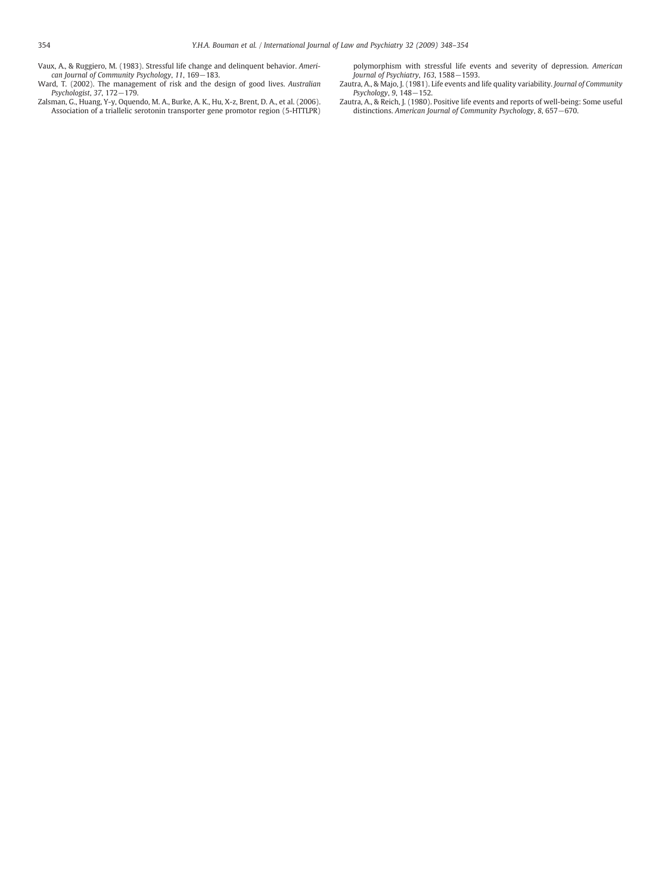Vaux, A., & Ruggiero, M. (1983). Stressful life change and delinquent behavior. *American Journal of Community Psychology*, *11*, 169−183.

Ward, T. (2002). The management of risk and the design of good lives. *Australian Psychologist*, *37*, 172−179.

Zalsman, G., Huang, Y-y, Oquendo, M. A., Burke, A. K., Hu, X-z, Brent, D. A., et al. (2006). Association of a triallelic serotonin transporter gene promotor region (5-HTTLPR) polymorphism with stressful life events and severity of depression. *American Journal of Psychiatry*, *163*, 1588−1593.

Zautra, A., & Majo, J. (1981). Life events and life quality variability. *Journal of Community Psychology*, *9*, 148−152.

Zautra, A., & Reich, J. (1980). Positive life events and reports of well-being: Some useful distinctions. *American Journal of Community Psychology*, *8*, 657−670.